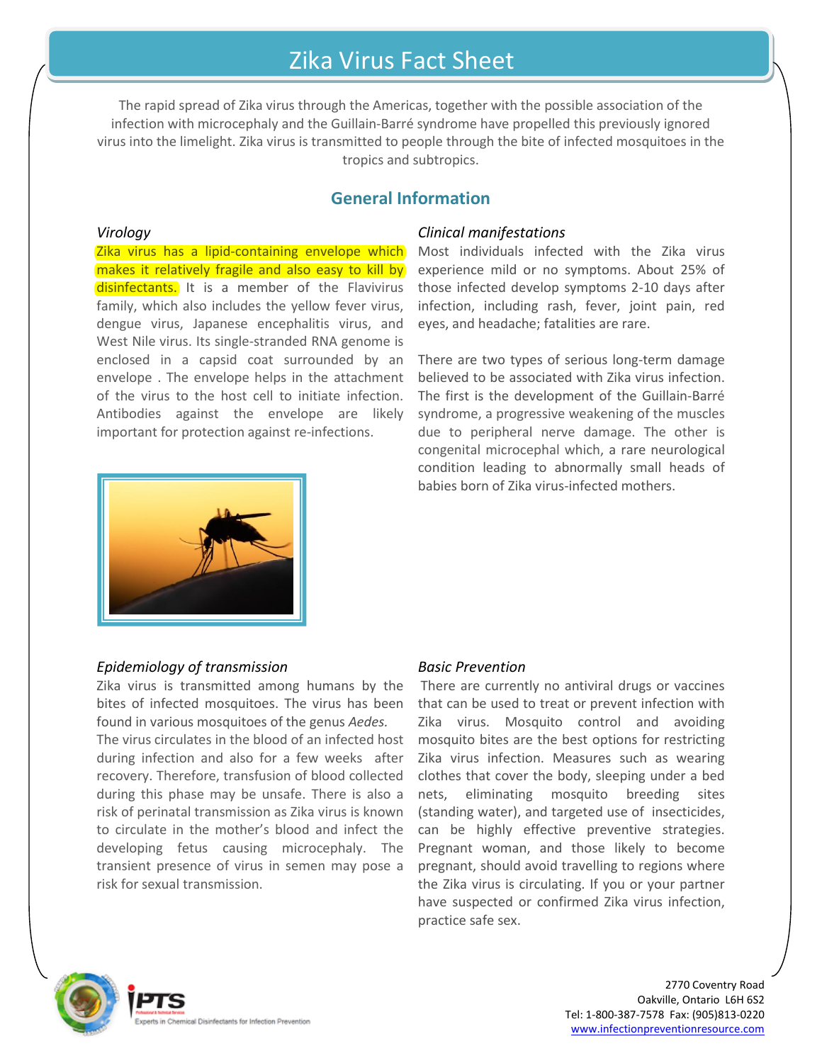# Zika Virus Fact Sheet

The rapid spread of Zika virus through the Americas, together with the possible association of the infection with microcephaly and the Guillain-Barré syndrome have propelled this previously ignored virus into the limelight. Zika virus is transmitted to people through the bite of infected mosquitoes in the tropics and subtropics.

## General Information

### *Virology*

Zika virus has a lipid-containing envelope which makes it relatively fragile and also easy to kill by disinfectants. It is a member of the Flavivirus family, which also includes the yellow fever virus, dengue virus, Japanese encephalitis virus, and West Nile virus. Its single-stranded RNA genome is enclosed in a capsid coat surrounded by an envelope . The envelope helps in the attachment of the virus to the host cell to initiate infection. Antibodies against the envelope are likely important for protection against re-infections.

### *Clinical manifestations*

Most individuals infected with the Zika virus experience mild or no symptoms. About 25% of those infected develop symptoms 2-10 days after infection, including rash, fever, joint pain, red eyes, and headache; fatalities are rare.

There are two types of serious long-term damage believed to be associated with Zika virus infection. The first is the development of the Guillain-Barré syndrome, a progressive weakening of the muscles due to peripheral nerve damage. The other is congenital microcephal which, a rare neurological condition leading to abnormally small heads of babies born of Zika virus-infected mothers.

### *Epidemiology of transmission*

Zika virus is transmitted among humans by the bites of infected mosquitoes. The virus has been found in various mosquitoes of the genus *Aedes*.
The virus circulates in the blood of an infected host during infection and also for a few weeks after recovery. Therefore, transfusion of blood collected during this phase may be unsafe. There is also a risk of perinatal transmission as Zika virus is known to circulate in the mother's blood and infect the developing fetus causing microcephaly. The transient presence of virus in semen may pose a risk for sexual transmission.

### *Basic Prevention*

There are currently no antiviral drugs or vaccines that can be used to treat or prevent infection with Zika virus. Mosquito control and avoiding mosquito bites are the best options for restricting Zika virus infection. Measures such as wearing clothes that cover the body, sleeping under a bed nets, eliminating mosquito breeding sites (standing water), and targeted use of insecticides, can be highly effective preventive strategies. Pregnant woman, and those likely to become pregnant, should avoid travelling to regions where the Zika virus is circulating. If you or your partner have suspected or confirmed Zika virus infection, practice safe sex.

IPTS
Experts in Chemical Disinfectants for Infection Prevention

2770 Coventry Road
Oakville, Ontario L6H 6S2
Tel: 1-800-387-7578 Fax: (905)813-0220
www.infectionpreventionresource.com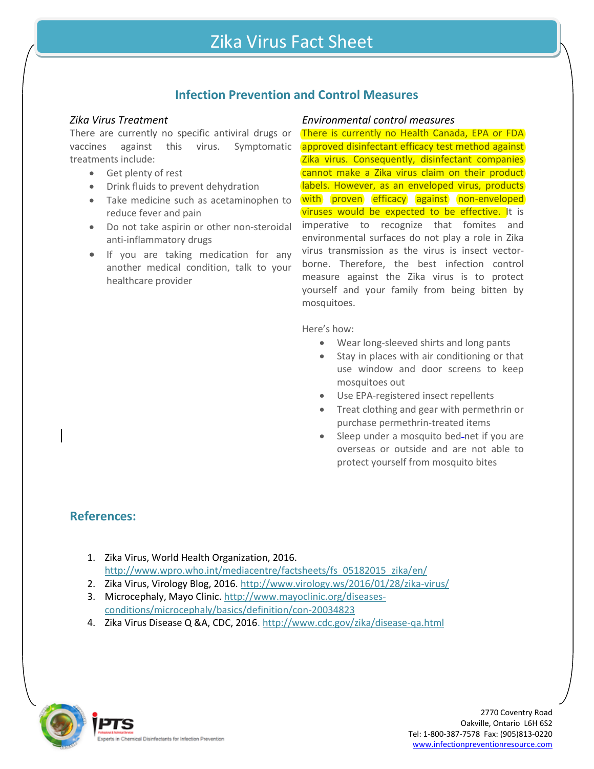# Zika Virus Fact Sheet

## Infection Prevention and Control Measures

*Zika Virus Treatment*

There are currently no specific antiviral drugs or vaccines against this virus. Symptomatic treatments include:

- Get plenty of rest
- Drink fluids to prevent dehydration
- Take medicine such as acetaminophen to reduce fever and pain
- Do not take aspirin or other non-steroidal anti-inflammatory drugs
- If you are taking medication for any another medical condition, talk to your healthcare provider

*Environmental control measures*

There is currently no Health Canada, EPA or FDA approved disinfectant efficacy test method against Zika virus. Consequently, disinfectant companies cannot make a Zika virus claim on their product labels. However, as an enveloped virus, products with proven efficacy against non-enveloped viruses would be expected to be effective. It is imperative to recognize that fomites and environmental surfaces do not play a role in Zika virus transmission as the virus is insect vector-borne. Therefore, the best infection control measure against the Zika virus is to protect yourself and your family from being bitten by mosquitoes.

Here's how:

- Wear long-sleeved shirts and long pants
- Stay in places with air conditioning or that use window and door screens to keep mosquitoes out
- Use EPA-registered insect repellents
- Treat clothing and gear with permethrin or purchase permethrin-treated items
- Sleep under a mosquito bed-net if you are overseas or outside and are not able to protect yourself from mosquito bites

## References:

1. Zika Virus, World Health Organization, 2016. http://www.wpro.who.int/mediacentre/factsheets/fs_05182015_zika/en/
2. Zika Virus, Virology Blog, 2016. http://www.virology.ws/2016/01/28/zika-virus/
3. Microcephaly, Mayo Clinic. http://www.mayoclinic.org/diseases-conditions/microcephaly/basics/definition/con-20034823
4. Zika Virus Disease Q &A, CDC, 2016. http://www.cdc.gov/zika/disease-qa.html

IPTS
Experts in Chemical Disinfectants for Infection Prevention

2770 Coventry Road
Oakville, Ontario L6H 6S2
Tel: 1-800-387-7578 Fax: (905)813-0220
www.infectionpreventionresource.com